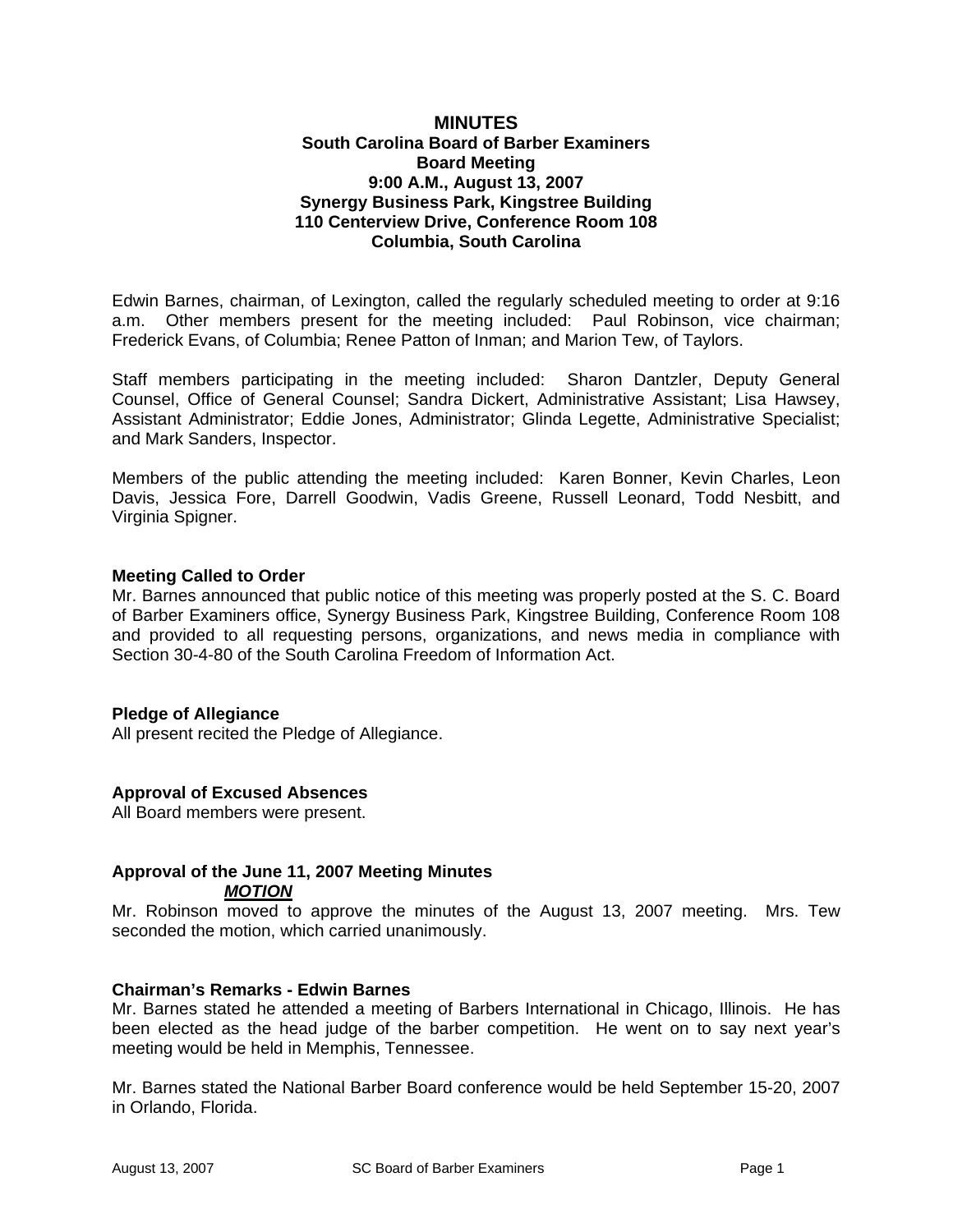# MINUTES

**South Carolina Board of Barber Examiners**
**Board Meeting**
**9:00 A.M., August 13, 2007**
**Synergy Business Park, Kingstree Building**
**110 Centerview Drive, Conference Room 108**
**Columbia, South Carolina**

Edwin Barnes, chairman, of Lexington, called the regularly scheduled meeting to order at 9:16 a.m. Other members present for the meeting included: Paul Robinson, vice chairman; Frederick Evans, of Columbia; Renee Patton of Inman; and Marion Tew, of Taylors.

Staff members participating in the meeting included: Sharon Dantzler, Deputy General Counsel, Office of General Counsel; Sandra Dickert, Administrative Assistant; Lisa Hawsey, Assistant Administrator; Eddie Jones, Administrator; Glinda Legette, Administrative Specialist; and Mark Sanders, Inspector.

Members of the public attending the meeting included: Karen Bonner, Kevin Charles, Leon Davis, Jessica Fore, Darrell Goodwin, Vadis Greene, Russell Leonard, Todd Nesbitt, and Virginia Spigner.

**Meeting Called to Order**
Mr. Barnes announced that public notice of this meeting was properly posted at the S. C. Board of Barber Examiners office, Synergy Business Park, Kingstree Building, Conference Room 108 and provided to all requesting persons, organizations, and news media in compliance with Section 30-4-80 of the South Carolina Freedom of Information Act.

**Pledge of Allegiance**
All present recited the Pledge of Allegiance.

**Approval of Excused Absences**
All Board members were present.

**Approval of the June 11, 2007 Meeting Minutes**

***MOTION***

Mr. Robinson moved to approve the minutes of the August 13, 2007 meeting. Mrs. Tew seconded the motion, which carried unanimously.

**Chairman's Remarks - Edwin Barnes**
Mr. Barnes stated he attended a meeting of Barbers International in Chicago, Illinois. He has been elected as the head judge of the barber competition. He went on to say next year's meeting would be held in Memphis, Tennessee.

Mr. Barnes stated the National Barber Board conference would be held September 15-20, 2007 in Orlando, Florida.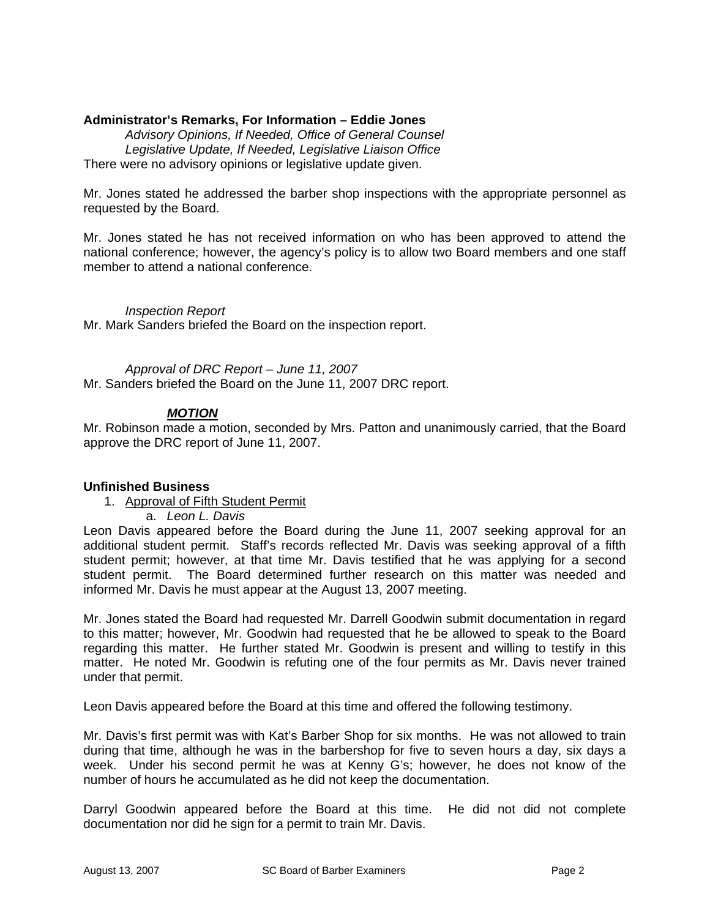**Administrator's Remarks, For Information – Eddie Jones**

*Advisory Opinions, If Needed, Office of General Counsel*

*Legislative Update, If Needed, Legislative Liaison Office*

There were no advisory opinions or legislative update given.

Mr. Jones stated he addressed the barber shop inspections with the appropriate personnel as requested by the Board.

Mr. Jones stated he has not received information on who has been approved to attend the national conference; however, the agency's policy is to allow two Board members and one staff member to attend a national conference.

*Inspection Report*

Mr. Mark Sanders briefed the Board on the inspection report.

*Approval of DRC Report – June 11, 2007*

Mr. Sanders briefed the Board on the June 11, 2007 DRC report.

***MOTION***

Mr. Robinson made a motion, seconded by Mrs. Patton and unanimously carried, that the Board approve the DRC report of June 11, 2007.

**Unfinished Business**

1. Approval of Fifth Student Permit
   a. *Leon L. Davis*

Leon Davis appeared before the Board during the June 11, 2007 seeking approval for an additional student permit. Staff's records reflected Mr. Davis was seeking approval of a fifth student permit; however, at that time Mr. Davis testified that he was applying for a second student permit. The Board determined further research on this matter was needed and informed Mr. Davis he must appear at the August 13, 2007 meeting.

Mr. Jones stated the Board had requested Mr. Darrell Goodwin submit documentation in regard to this matter; however, Mr. Goodwin had requested that he be allowed to speak to the Board regarding this matter. He further stated Mr. Goodwin is present and willing to testify in this matter. He noted Mr. Goodwin is refuting one of the four permits as Mr. Davis never trained under that permit.

Leon Davis appeared before the Board at this time and offered the following testimony.

Mr. Davis's first permit was with Kat's Barber Shop for six months. He was not allowed to train during that time, although he was in the barbershop for five to seven hours a day, six days a week. Under his second permit he was at Kenny G's; however, he does not know of the number of hours he accumulated as he did not keep the documentation.

Darryl Goodwin appeared before the Board at this time. He did not did not complete documentation nor did he sign for a permit to train Mr. Davis.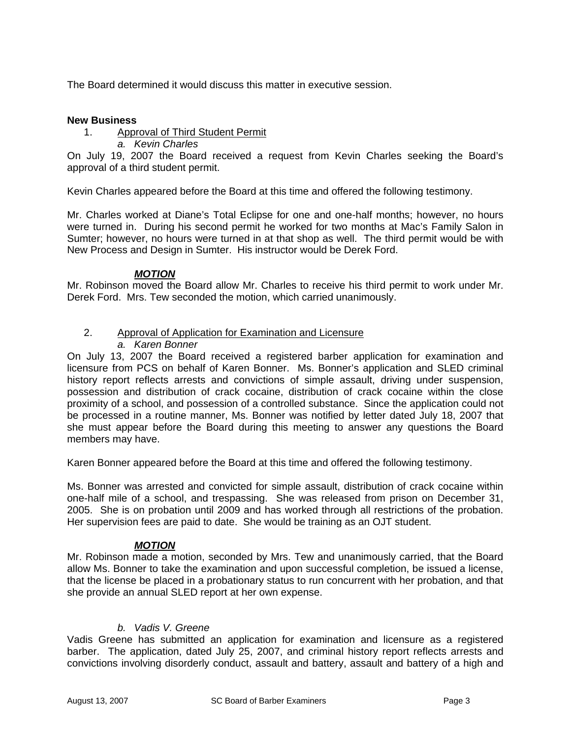The Board determined it would discuss this matter in executive session.

**New Business**

1. Approval of Third Student Permit

   *a. Kevin Charles*

On July 19, 2007 the Board received a request from Kevin Charles seeking the Board's approval of a third student permit.

Kevin Charles appeared before the Board at this time and offered the following testimony.

Mr. Charles worked at Diane's Total Eclipse for one and one-half months; however, no hours were turned in. During his second permit he worked for two months at Mac's Family Salon in Sumter; however, no hours were turned in at that shop as well. The third permit would be with New Process and Design in Sumter. His instructor would be Derek Ford.

***MOTION***

Mr. Robinson moved the Board allow Mr. Charles to receive his third permit to work under Mr. Derek Ford. Mrs. Tew seconded the motion, which carried unanimously.

2. Approval of Application for Examination and Licensure

   *a. Karen Bonner*

On July 13, 2007 the Board received a registered barber application for examination and licensure from PCS on behalf of Karen Bonner. Ms. Bonner's application and SLED criminal history report reflects arrests and convictions of simple assault, driving under suspension, possession and distribution of crack cocaine, distribution of crack cocaine within the close proximity of a school, and possession of a controlled substance. Since the application could not be processed in a routine manner, Ms. Bonner was notified by letter dated July 18, 2007 that she must appear before the Board during this meeting to answer any questions the Board members may have.

Karen Bonner appeared before the Board at this time and offered the following testimony.

Ms. Bonner was arrested and convicted for simple assault, distribution of crack cocaine within one-half mile of a school, and trespassing. She was released from prison on December 31, 2005. She is on probation until 2009 and has worked through all restrictions of the probation. Her supervision fees are paid to date. She would be training as an OJT student.

***MOTION***

Mr. Robinson made a motion, seconded by Mrs. Tew and unanimously carried, that the Board allow Ms. Bonner to take the examination and upon successful completion, be issued a license, that the license be placed in a probationary status to run concurrent with her probation, and that she provide an annual SLED report at her own expense.

*b. Vadis V. Greene*

Vadis Greene has submitted an application for examination and licensure as a registered barber. The application, dated July 25, 2007, and criminal history report reflects arrests and convictions involving disorderly conduct, assault and battery, assault and battery of a high and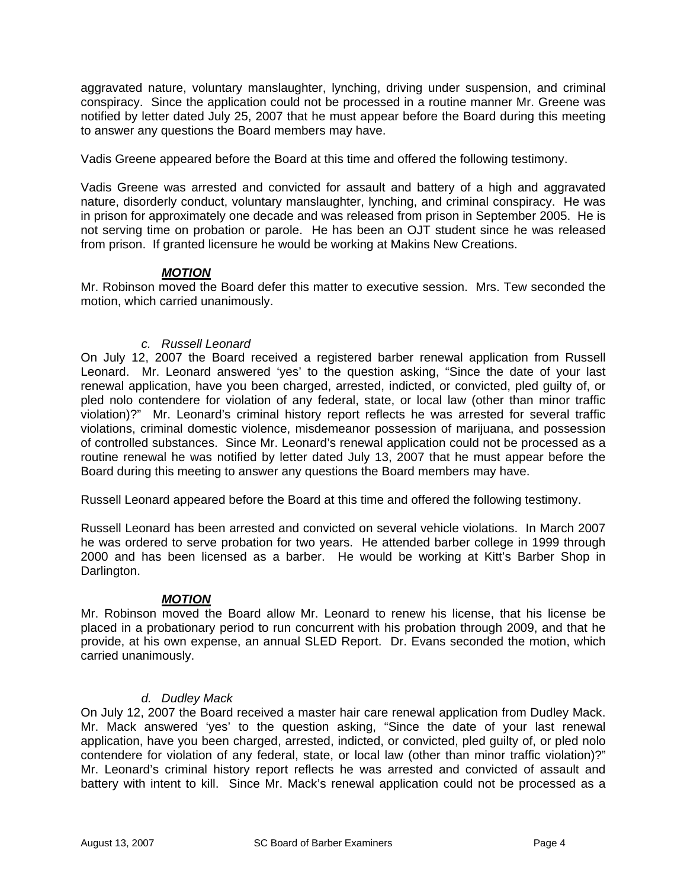aggravated nature, voluntary manslaughter, lynching, driving under suspension, and criminal conspiracy. Since the application could not be processed in a routine manner Mr. Greene was notified by letter dated July 25, 2007 that he must appear before the Board during this meeting to answer any questions the Board members may have.

Vadis Greene appeared before the Board at this time and offered the following testimony.

Vadis Greene was arrested and convicted for assault and battery of a high and aggravated nature, disorderly conduct, voluntary manslaughter, lynching, and criminal conspiracy. He was in prison for approximately one decade and was released from prison in September 2005. He is not serving time on probation or parole. He has been an OJT student since he was released from prison. If granted licensure he would be working at Makins New Creations.

***MOTION***

Mr. Robinson moved the Board defer this matter to executive session. Mrs. Tew seconded the motion, which carried unanimously.

*c. Russell Leonard*

On July 12, 2007 the Board received a registered barber renewal application from Russell Leonard. Mr. Leonard answered 'yes' to the question asking, "Since the date of your last renewal application, have you been charged, arrested, indicted, or convicted, pled guilty of, or pled nolo contendere for violation of any federal, state, or local law (other than minor traffic violation)?" Mr. Leonard's criminal history report reflects he was arrested for several traffic violations, criminal domestic violence, misdemeanor possession of marijuana, and possession of controlled substances. Since Mr. Leonard's renewal application could not be processed as a routine renewal he was notified by letter dated July 13, 2007 that he must appear before the Board during this meeting to answer any questions the Board members may have.

Russell Leonard appeared before the Board at this time and offered the following testimony.

Russell Leonard has been arrested and convicted on several vehicle violations. In March 2007 he was ordered to serve probation for two years. He attended barber college in 1999 through 2000 and has been licensed as a barber. He would be working at Kitt's Barber Shop in Darlington.

***MOTION***

Mr. Robinson moved the Board allow Mr. Leonard to renew his license, that his license be placed in a probationary period to run concurrent with his probation through 2009, and that he provide, at his own expense, an annual SLED Report. Dr. Evans seconded the motion, which carried unanimously.

*d. Dudley Mack*

On July 12, 2007 the Board received a master hair care renewal application from Dudley Mack. Mr. Mack answered 'yes' to the question asking, "Since the date of your last renewal application, have you been charged, arrested, indicted, or convicted, pled guilty of, or pled nolo contendere for violation of any federal, state, or local law (other than minor traffic violation)?" Mr. Leonard's criminal history report reflects he was arrested and convicted of assault and battery with intent to kill. Since Mr. Mack's renewal application could not be processed as a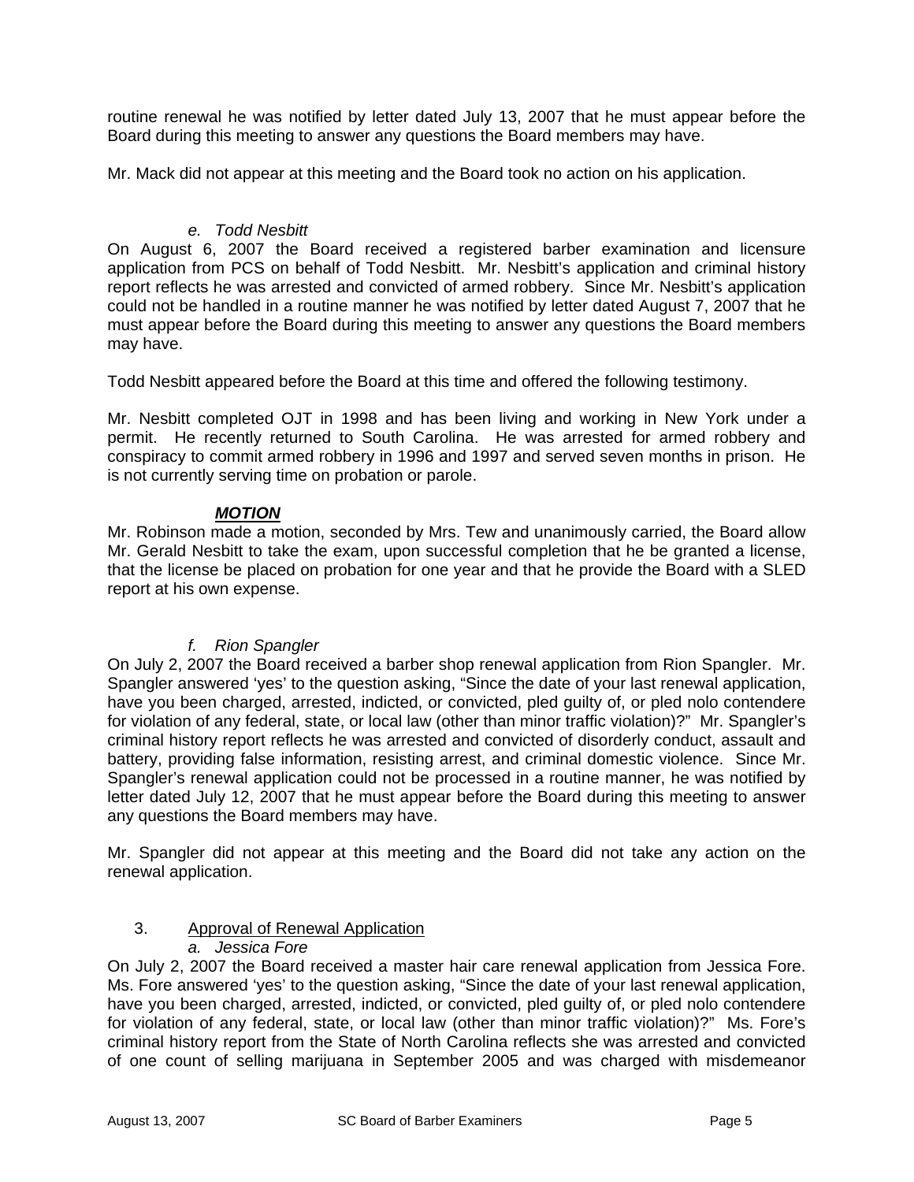routine renewal he was notified by letter dated July 13, 2007 that he must appear before the Board during this meeting to answer any questions the Board members may have.

Mr. Mack did not appear at this meeting and the Board took no action on his application.

*e. Todd Nesbitt*

On August 6, 2007 the Board received a registered barber examination and licensure application from PCS on behalf of Todd Nesbitt. Mr. Nesbitt's application and criminal history report reflects he was arrested and convicted of armed robbery. Since Mr. Nesbitt's application could not be handled in a routine manner he was notified by letter dated August 7, 2007 that he must appear before the Board during this meeting to answer any questions the Board members may have.

Todd Nesbitt appeared before the Board at this time and offered the following testimony.

Mr. Nesbitt completed OJT in 1998 and has been living and working in New York under a permit. He recently returned to South Carolina. He was arrested for armed robbery and conspiracy to commit armed robbery in 1996 and 1997 and served seven months in prison. He is not currently serving time on probation or parole.

***MOTION***

Mr. Robinson made a motion, seconded by Mrs. Tew and unanimously carried, the Board allow Mr. Gerald Nesbitt to take the exam, upon successful completion that he be granted a license, that the license be placed on probation for one year and that he provide the Board with a SLED report at his own expense.

*f. Rion Spangler*

On July 2, 2007 the Board received a barber shop renewal application from Rion Spangler. Mr. Spangler answered 'yes' to the question asking, "Since the date of your last renewal application, have you been charged, arrested, indicted, or convicted, pled guilty of, or pled nolo contendere for violation of any federal, state, or local law (other than minor traffic violation)?" Mr. Spangler's criminal history report reflects he was arrested and convicted of disorderly conduct, assault and battery, providing false information, resisting arrest, and criminal domestic violence. Since Mr. Spangler's renewal application could not be processed in a routine manner, he was notified by letter dated July 12, 2007 that he must appear before the Board during this meeting to answer any questions the Board members may have.

Mr. Spangler did not appear at this meeting and the Board did not take any action on the renewal application.

3. Approval of Renewal Application

*a. Jessica Fore*

On July 2, 2007 the Board received a master hair care renewal application from Jessica Fore. Ms. Fore answered 'yes' to the question asking, "Since the date of your last renewal application, have you been charged, arrested, indicted, or convicted, pled guilty of, or pled nolo contendere for violation of any federal, state, or local law (other than minor traffic violation)?" Ms. Fore's criminal history report from the State of North Carolina reflects she was arrested and convicted of one count of selling marijuana in September 2005 and was charged with misdemeanor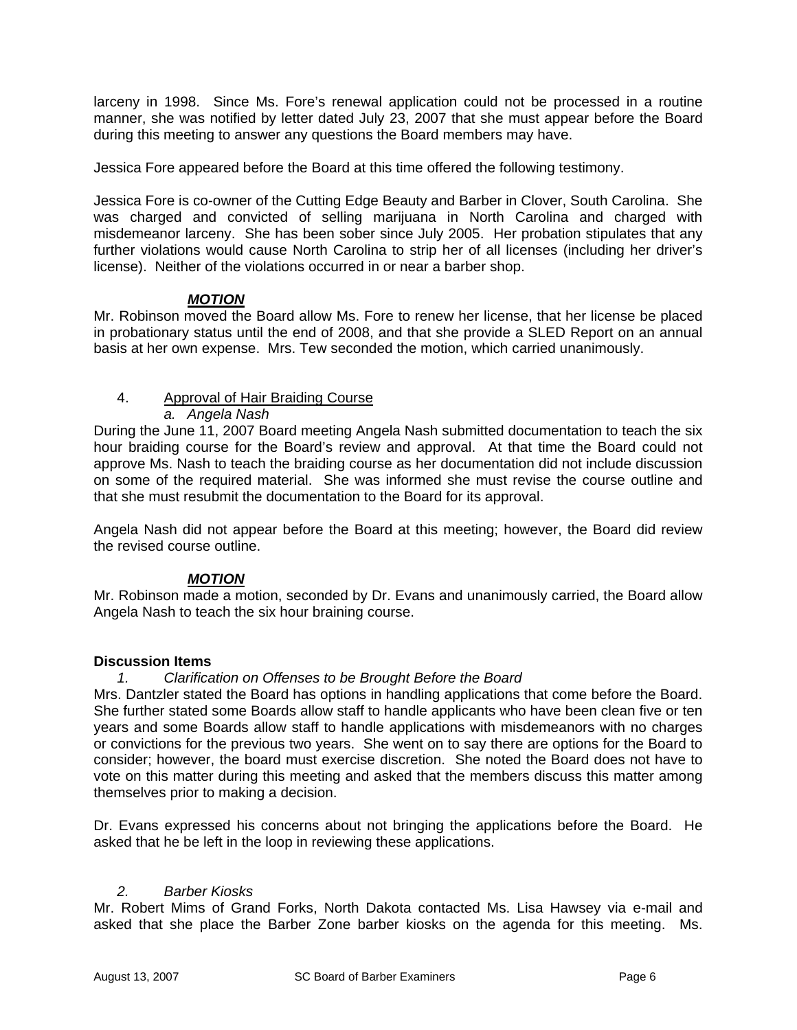larceny in 1998. Since Ms. Fore's renewal application could not be processed in a routine manner, she was notified by letter dated July 23, 2007 that she must appear before the Board during this meeting to answer any questions the Board members may have.

Jessica Fore appeared before the Board at this time offered the following testimony.

Jessica Fore is co-owner of the Cutting Edge Beauty and Barber in Clover, South Carolina. She was charged and convicted of selling marijuana in North Carolina and charged with misdemeanor larceny. She has been sober since July 2005. Her probation stipulates that any further violations would cause North Carolina to strip her of all licenses (including her driver's license). Neither of the violations occurred in or near a barber shop.

***MOTION***

Mr. Robinson moved the Board allow Ms. Fore to renew her license, that her license be placed in probationary status until the end of 2008, and that she provide a SLED Report on an annual basis at her own expense. Mrs. Tew seconded the motion, which carried unanimously.

4. Approval of Hair Braiding Course

*a. Angela Nash*

During the June 11, 2007 Board meeting Angela Nash submitted documentation to teach the six hour braiding course for the Board's review and approval. At that time the Board could not approve Ms. Nash to teach the braiding course as her documentation did not include discussion on some of the required material. She was informed she must revise the course outline and that she must resubmit the documentation to the Board for its approval.

Angela Nash did not appear before the Board at this meeting; however, the Board did review the revised course outline.

***MOTION***

Mr. Robinson made a motion, seconded by Dr. Evans and unanimously carried, the Board allow Angela Nash to teach the six hour braining course.

**Discussion Items**

*1. Clarification on Offenses to be Brought Before the Board*

Mrs. Dantzler stated the Board has options in handling applications that come before the Board. She further stated some Boards allow staff to handle applicants who have been clean five or ten years and some Boards allow staff to handle applications with misdemeanors with no charges or convictions for the previous two years. She went on to say there are options for the Board to consider; however, the board must exercise discretion. She noted the Board does not have to vote on this matter during this meeting and asked that the members discuss this matter among themselves prior to making a decision.

Dr. Evans expressed his concerns about not bringing the applications before the Board. He asked that he be left in the loop in reviewing these applications.

*2. Barber Kiosks*

Mr. Robert Mims of Grand Forks, North Dakota contacted Ms. Lisa Hawsey via e-mail and asked that she place the Barber Zone barber kiosks on the agenda for this meeting. Ms.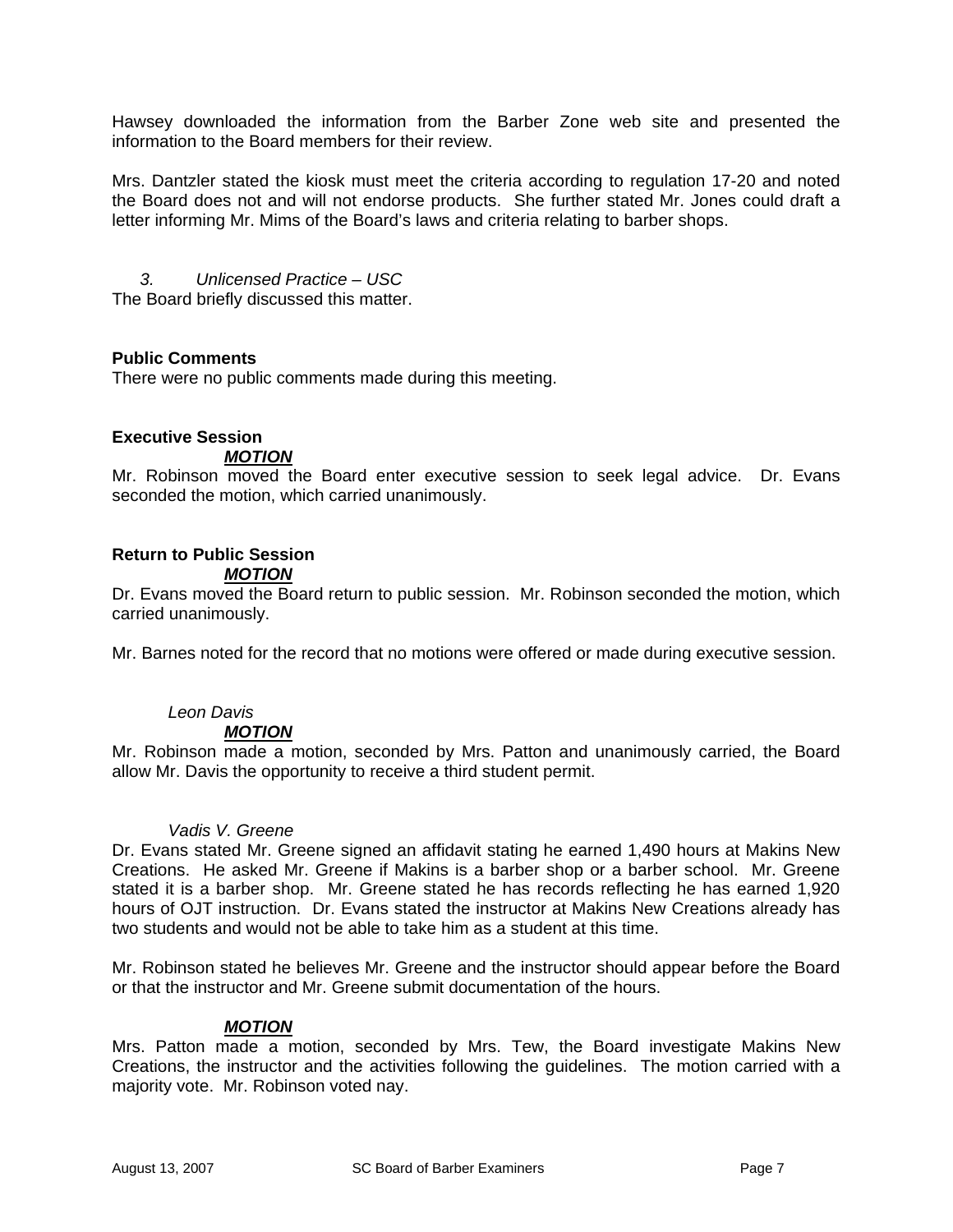Hawsey downloaded the information from the Barber Zone web site and presented the information to the Board members for their review.

Mrs. Dantzler stated the kiosk must meet the criteria according to regulation 17-20 and noted the Board does not and will not endorse products. She further stated Mr. Jones could draft a letter informing Mr. Mims of the Board's laws and criteria relating to barber shops.

*3. Unlicensed Practice – USC*

The Board briefly discussed this matter.

**Public Comments**

There were no public comments made during this meeting.

**Executive Session**

***MOTION***

Mr. Robinson moved the Board enter executive session to seek legal advice. Dr. Evans seconded the motion, which carried unanimously.

**Return to Public Session**

***MOTION***

Dr. Evans moved the Board return to public session. Mr. Robinson seconded the motion, which carried unanimously.

Mr. Barnes noted for the record that no motions were offered or made during executive session.

*Leon Davis*

***MOTION***

Mr. Robinson made a motion, seconded by Mrs. Patton and unanimously carried, the Board allow Mr. Davis the opportunity to receive a third student permit.

*Vadis V. Greene*

Dr. Evans stated Mr. Greene signed an affidavit stating he earned 1,490 hours at Makins New Creations. He asked Mr. Greene if Makins is a barber shop or a barber school. Mr. Greene stated it is a barber shop. Mr. Greene stated he has records reflecting he has earned 1,920 hours of OJT instruction. Dr. Evans stated the instructor at Makins New Creations already has two students and would not be able to take him as a student at this time.

Mr. Robinson stated he believes Mr. Greene and the instructor should appear before the Board or that the instructor and Mr. Greene submit documentation of the hours.

***MOTION***

Mrs. Patton made a motion, seconded by Mrs. Tew, the Board investigate Makins New Creations, the instructor and the activities following the guidelines. The motion carried with a majority vote. Mr. Robinson voted nay.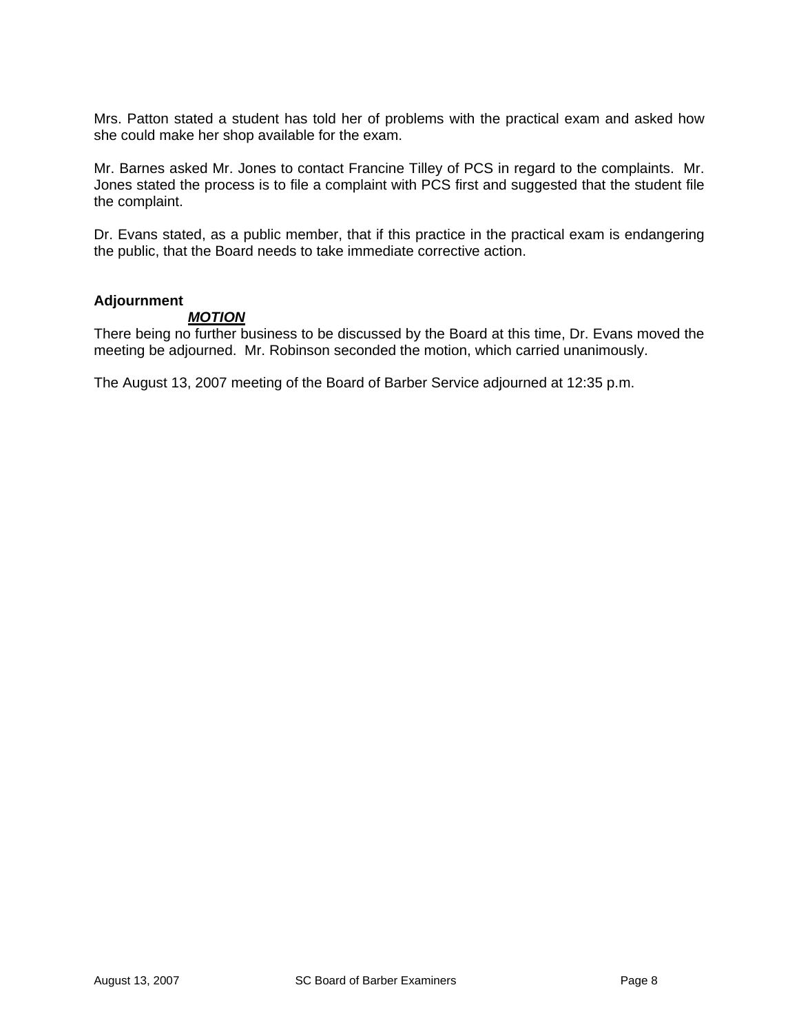Mrs. Patton stated a student has told her of problems with the practical exam and asked how she could make her shop available for the exam.

Mr. Barnes asked Mr. Jones to contact Francine Tilley of PCS in regard to the complaints. Mr. Jones stated the process is to file a complaint with PCS first and suggested that the student file the complaint.

Dr. Evans stated, as a public member, that if this practice in the practical exam is endangering the public, that the Board needs to take immediate corrective action.

**Adjournment**

***MOTION***

There being no further business to be discussed by the Board at this time, Dr. Evans moved the meeting be adjourned. Mr. Robinson seconded the motion, which carried unanimously.

The August 13, 2007 meeting of the Board of Barber Service adjourned at 12:35 p.m.